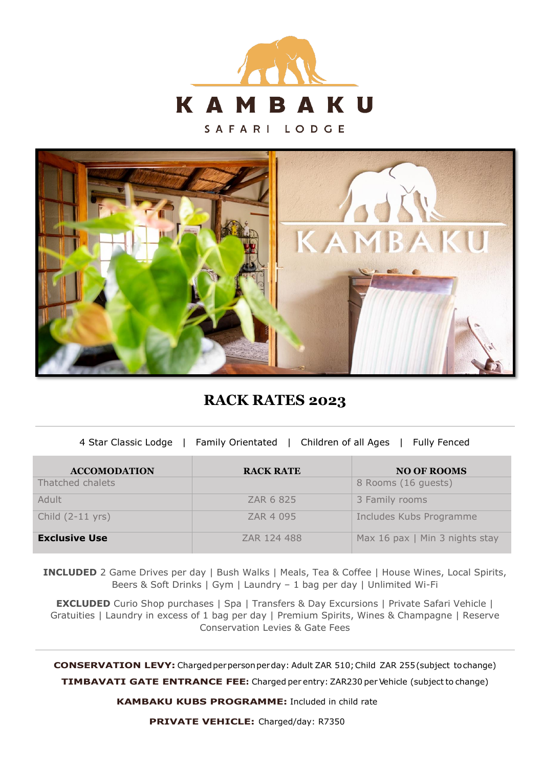# KAMBAKU

SAFARI LODGE

## RACK RATES 2023

4 Star Classic Lodge | Family Orientated | Children of all Ages | Fully Fenced

| ACCOMODATION | RACK RATE | NO OF ROOMS |
|---|---|---|
| Thatched chalets | | 8 Rooms (16 guests) |
| Adult | ZAR 6 825 | 3 Family rooms |
| Child (2-11 yrs) | ZAR 4 095 | Includes Kubs Programme |
| **Exclusive Use** | ZAR 124 488 | Max 16 pax \| Min 3 nights stay |

**INCLUDED** 2 Game Drives per day | Bush Walks | Meals, Tea & Coffee | House Wines, Local Spirits, Beers & Soft Drinks | Gym | Laundry – 1 bag per day | Unlimited Wi-Fi

**EXCLUDED** Curio Shop purchases | Spa | Transfers & Day Excursions | Private Safari Vehicle | Gratuities | Laundry in excess of 1 bag per day | Premium Spirits, Wines & Champagne | Reserve Conservation Levies & Gate Fees

**CONSERVATION LEVY:** Charged per person per day: Adult ZAR 510; Child ZAR 255 (subject to change)

**TIMBAVATI GATE ENTRANCE FEE:** Charged per entry: ZAR230 per Vehicle (subject to change)

**KAMBAKU KUBS PROGRAMME:** Included in child rate

**PRIVATE VEHICLE:** Charged/day: R7350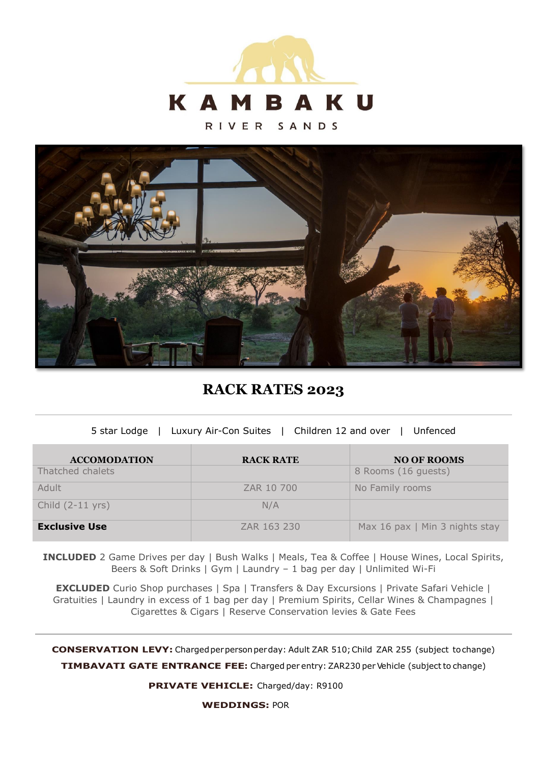# KAMBAKU

RIVER SANDS

## RACK RATES 2023

5 star Lodge | Luxury Air-Con Suites | Children 12 and over | Unfenced

| ACCOMODATION | RACK RATE | NO OF ROOMS |
|---|---|---|
| Thatched chalets | | 8 Rooms (16 guests) |
| Adult | ZAR 10 700 | No Family rooms |
| Child (2-11 yrs) | N/A | |
| **Exclusive Use** | ZAR 163 230 | Max 16 pax \| Min 3 nights stay |

**INCLUDED** 2 Game Drives per day | Bush Walks | Meals, Tea & Coffee | House Wines, Local Spirits, Beers & Soft Drinks | Gym | Laundry – 1 bag per day | Unlimited Wi-Fi

**EXCLUDED** Curio Shop purchases | Spa | Transfers & Day Excursions | Private Safari Vehicle | Gratuities | Laundry in excess of 1 bag per day | Premium Spirits, Cellar Wines & Champagnes | Cigarettes & Cigars | Reserve Conservation levies & Gate Fees

---

**CONSERVATION LEVY:** Charged per person per day: Adult ZAR 510; Child ZAR 255 (subject to change)

**TIMBAVATI GATE ENTRANCE FEE:** Charged per entry: ZAR230 per Vehicle (subject to change)

**PRIVATE VEHICLE:** Charged/day: R9100

**WEDDINGS:** POR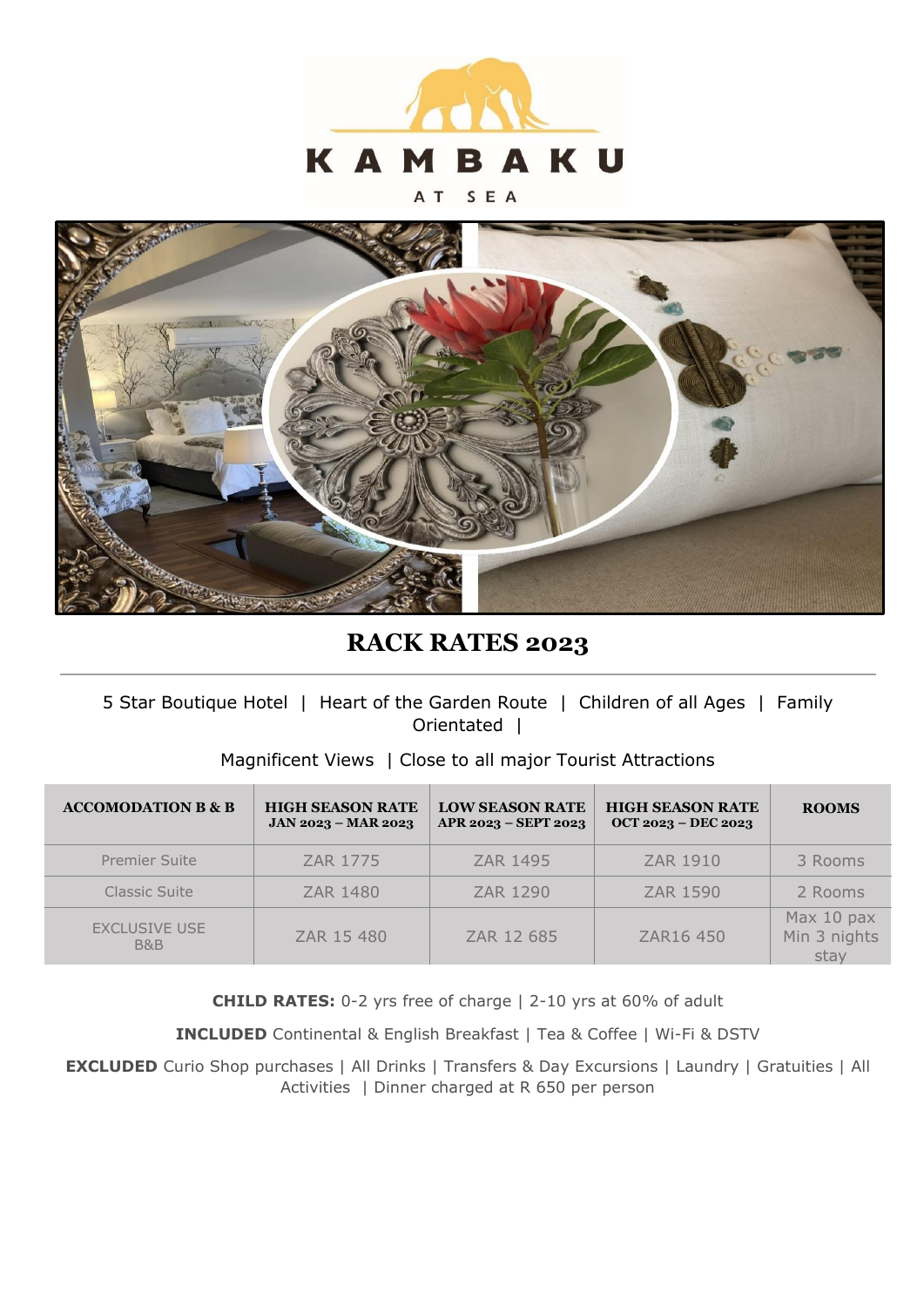KAMBAKU

AT SEA

# RACK RATES 2023

---

5 Star Boutique Hotel | Heart of the Garden Route | Children of all Ages | Family Orientated |

Magnificent Views | Close to all major Tourist Attractions

| ACCOMODATION B & B | HIGH SEASON RATE JAN 2023 – MAR 2023 | LOW SEASON RATE APR 2023 – SEPT 2023 | HIGH SEASON RATE OCT 2023 – DEC 2023 | ROOMS |
|---|---|---|---|---|
| Premier Suite | ZAR 1775 | ZAR 1495 | ZAR 1910 | 3 Rooms |
| Classic Suite | ZAR 1480 | ZAR 1290 | ZAR 1590 | 2 Rooms |
| EXCLUSIVE USE B&B | ZAR 15 480 | ZAR 12 685 | ZAR16 450 | Max 10 pax Min 3 nights stay |

**CHILD RATES:** 0-2 yrs free of charge | 2-10 yrs at 60% of adult

**INCLUDED** Continental & English Breakfast | Tea & Coffee | Wi-Fi & DSTV

**EXCLUDED** Curio Shop purchases | All Drinks | Transfers & Day Excursions | Laundry | Gratuities | All Activities | Dinner charged at R 650 per person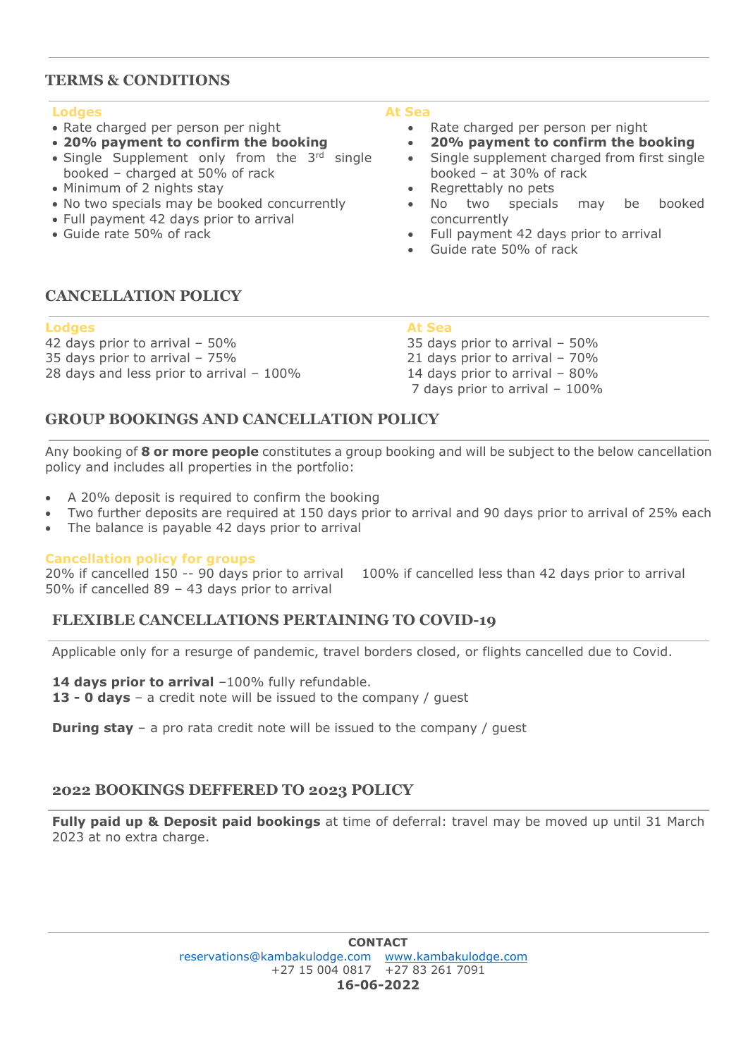## TERMS & CONDITIONS

### Lodges

- Rate charged per person per night
- **20% payment to confirm the booking**
- Single Supplement only from the 3rd single booked – charged at 50% of rack
- Minimum of 2 nights stay
- No two specials may be booked concurrently
- Full payment 42 days prior to arrival
- Guide rate 50% of rack

### At Sea

- Rate charged per person per night
- **20% payment to confirm the booking**
- Single supplement charged from first single booked – at 30% of rack
- Regrettably no pets
- No two specials may be booked concurrently
- Full payment 42 days prior to arrival
- Guide rate 50% of rack

## CANCELLATION POLICY

### Lodges

42 days prior to arrival – 50%
35 days prior to arrival – 75%
28 days and less prior to arrival – 100%

### At Sea

35 days prior to arrival – 50%
21 days prior to arrival – 70%
14 days prior to arrival – 80%
7 days prior to arrival – 100%

## GROUP BOOKINGS AND CANCELLATION POLICY

Any booking of **8 or more people** constitutes a group booking and will be subject to the below cancellation policy and includes all properties in the portfolio:

- A 20% deposit is required to confirm the booking
- Two further deposits are required at 150 days prior to arrival and 90 days prior to arrival of 25% each
- The balance is payable 42 days prior to arrival

### Cancellation policy for groups

20% if cancelled 150 -- 90 days prior to arrival
50% if cancelled 89 – 43 days prior to arrival
100% if cancelled less than 42 days prior to arrival

## FLEXIBLE CANCELLATIONS PERTAINING TO COVID-19

Applicable only for a resurge of pandemic, travel borders closed, or flights cancelled due to Covid.

**14 days prior to arrival** –100% fully refundable.
**13 - 0 days** – a credit note will be issued to the company / guest

**During stay** – a pro rata credit note will be issued to the company / guest

## 2022 BOOKINGS DEFFERED TO 2023 POLICY

**Fully paid up & Deposit paid bookings** at time of deferral: travel may be moved up until 31 March 2023 at no extra charge.

**CONTACT**
reservations@kambakulodge.com www.kambakulodge.com
+27 15 004 0817 +27 83 261 7091
**16-06-2022**